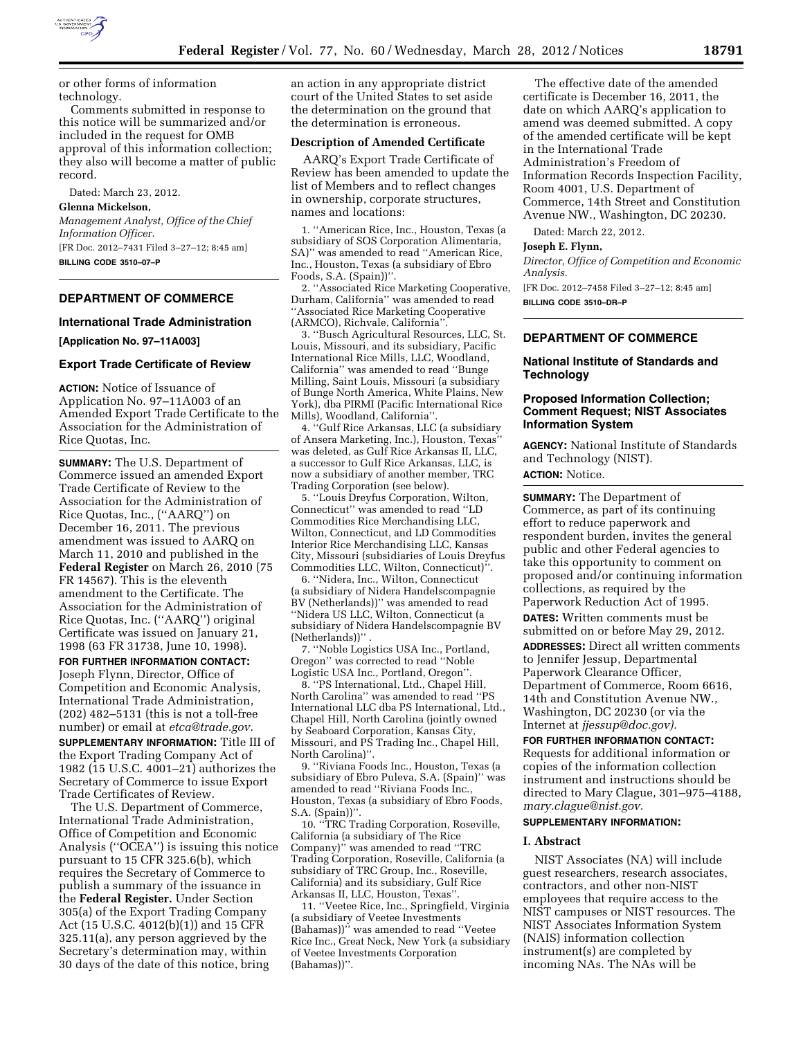or other forms of information technology.

Comments submitted in response to this notice will be summarized and/or included in the request for OMB approval of this information collection; they also will become a matter of public record.

Dated: March 23, 2012.

**Glenna Mickelson,**

*Management Analyst, Office of the Chief Information Officer.*

[FR Doc. 2012–7431 Filed 3–27–12; 8:45 am]

**BILLING CODE 3510–07–P**

## DEPARTMENT OF COMMERCE

### International Trade Administration

**[Application No. 97–11A003]**

### Export Trade Certificate of Review

**ACTION:** Notice of Issuance of Application No. 97–11A003 of an Amended Export Trade Certificate to the Association for the Administration of Rice Quotas, Inc.

**SUMMARY:** The U.S. Department of Commerce issued an amended Export Trade Certificate of Review to the Association for the Administration of Rice Quotas, Inc., (''AARQ'') on December 16, 2011. The previous amendment was issued to AARQ on March 11, 2010 and published in the **Federal Register** on March 26, 2010 (75 FR 14567). This is the eleventh amendment to the Certificate. The Association for the Administration of Rice Quotas, Inc. (''AARQ'') original Certificate was issued on January 21, 1998 (63 FR 31738, June 10, 1998).

**FOR FURTHER INFORMATION CONTACT:** Joseph Flynn, Director, Office of Competition and Economic Analysis, International Trade Administration, (202) 482–5131 (this is not a toll-free number) or email at *etca@trade.gov.*

**SUPPLEMENTARY INFORMATION:** Title III of the Export Trading Company Act of 1982 (15 U.S.C. 4001–21) authorizes the Secretary of Commerce to issue Export Trade Certificates of Review.

The U.S. Department of Commerce, International Trade Administration, Office of Competition and Economic Analysis (''OCEA'') is issuing this notice pursuant to 15 CFR 325.6(b), which requires the Secretary of Commerce to publish a summary of the issuance in the **Federal Register.** Under Section 305(a) of the Export Trading Company Act (15 U.S.C. 4012(b)(1)) and 15 CFR 325.11(a), any person aggrieved by the Secretary's determination may, within 30 days of the date of this notice, bring an action in any appropriate district court of the United States to set aside the determination on the ground that the determination is erroneous.

**Description of Amended Certificate**

AARQ's Export Trade Certificate of Review has been amended to update the list of Members and to reflect changes in ownership, corporate structures, names and locations:

1. ''American Rice, Inc., Houston, Texas (a subsidiary of SOS Corporation Alimentaria, SA)'' was amended to read ''American Rice, Inc., Houston, Texas (a subsidiary of Ebro Foods, S.A. (Spain))''.

2. ''Associated Rice Marketing Cooperative, Durham, California'' was amended to read ''Associated Rice Marketing Cooperative (ARMCO), Richvale, California''.

3. ''Busch Agricultural Resources, LLC, St. Louis, Missouri, and its subsidiary, Pacific International Rice Mills, LLC, Woodland, California'' was amended to read ''Bunge Milling, Saint Louis, Missouri (a subsidiary of Bunge North America, White Plains, New York), dba PIRMI (Pacific International Rice Mills), Woodland, California''.

4. ''Gulf Rice Arkansas, LLC (a subsidiary of Ansera Marketing, Inc.), Houston, Texas'' was deleted, as Gulf Rice Arkansas II, LLC, a successor to Gulf Rice Arkansas, LLC, is now a subsidiary of another member, TRC Trading Corporation (see below).

5. ''Louis Dreyfus Corporation, Wilton, Connecticut'' was amended to read ''LD Commodities Rice Merchandising LLC, Wilton, Connecticut, and LD Commodities Interior Rice Merchandising LLC, Kansas City, Missouri (subsidiaries of Louis Dreyfus Commodities LLC, Wilton, Connecticut)''.

6. ''Nidera, Inc., Wilton, Connecticut (a subsidiary of Nidera Handelscompagnie BV (Netherlands))'' was amended to read ''Nidera US LLC, Wilton, Connecticut (a subsidiary of Nidera Handelscompagnie BV (Netherlands))'' .

7. ''Noble Logistics USA Inc., Portland, Oregon'' was corrected to read ''Noble Logistic USA Inc., Portland, Oregon''.

8. ''PS International, Ltd., Chapel Hill, North Carolina'' was amended to read ''PS International LLC dba PS International, Ltd., Chapel Hill, North Carolina (jointly owned by Seaboard Corporation, Kansas City, Missouri, and PS Trading Inc., Chapel Hill, North Carolina)''.

9. ''Riviana Foods Inc., Houston, Texas (a subsidiary of Ebro Puleva, S.A. (Spain)'' was amended to read ''Riviana Foods Inc., Houston, Texas (a subsidiary of Ebro Foods, S.A. (Spain))''.

10. ''TRC Trading Corporation, Roseville, California (a subsidiary of The Rice Company)'' was amended to read ''TRC Trading Corporation, Roseville, California (a subsidiary of TRC Group, Inc., Roseville, California) and its subsidiary, Gulf Rice Arkansas II, LLC, Houston, Texas''.

11. ''Veetee Rice, Inc., Springfield, Virginia (a subsidiary of Veetee Investments (Bahamas))'' was amended to read ''Veetee Rice Inc., Great Neck, New York (a subsidiary of Veetee Investments Corporation (Bahamas))''.

The effective date of the amended certificate is December 16, 2011, the date on which AARQ's application to amend was deemed submitted. A copy of the amended certificate will be kept in the International Trade Administration's Freedom of Information Records Inspection Facility, Room 4001, U.S. Department of Commerce, 14th Street and Constitution Avenue NW., Washington, DC 20230.

Dated: March 22, 2012.

**Joseph E. Flynn,**

*Director, Office of Competition and Economic Analysis.*

[FR Doc. 2012–7458 Filed 3–27–12; 8:45 am]

**BILLING CODE 3510–DR–P**

## DEPARTMENT OF COMMERCE

### National Institute of Standards and Technology

### Proposed Information Collection; Comment Request; NIST Associates Information System

**AGENCY:** National Institute of Standards and Technology (NIST).

**ACTION:** Notice.

**SUMMARY:** The Department of Commerce, as part of its continuing effort to reduce paperwork and respondent burden, invites the general public and other Federal agencies to take this opportunity to comment on proposed and/or continuing information collections, as required by the Paperwork Reduction Act of 1995.

**DATES:** Written comments must be submitted on or before May 29, 2012.

**ADDRESSES:** Direct all written comments to Jennifer Jessup, Departmental Paperwork Clearance Officer, Department of Commerce, Room 6616, 14th and Constitution Avenue NW., Washington, DC 20230 (or via the Internet at *jjessup@doc.gov).*

**FOR FURTHER INFORMATION CONTACT:** Requests for additional information or copies of the information collection instrument and instructions should be directed to Mary Clague, 301–975–4188, *mary.clague@nist.gov.*

**SUPPLEMENTARY INFORMATION:**

**I. Abstract**

NIST Associates (NA) will include guest researchers, research associates, contractors, and other non-NIST employees that require access to the NIST campuses or NIST resources. The NIST Associates Information System (NAIS) information collection instrument(s) are completed by incoming NAs. The NAs will be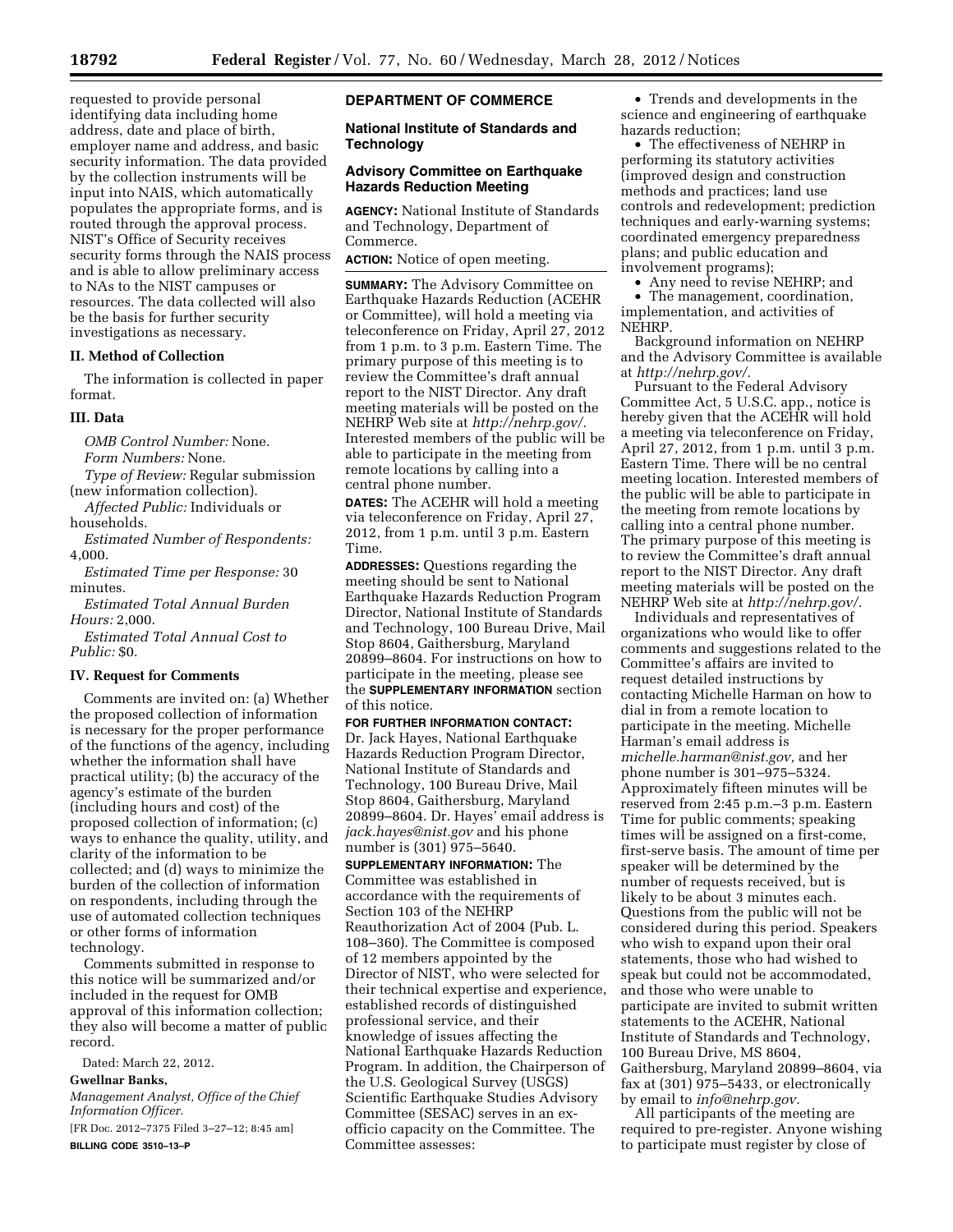requested to provide personal identifying data including home address, date and place of birth, employer name and address, and basic security information. The data provided by the collection instruments will be input into NAIS, which automatically populates the appropriate forms, and is routed through the approval process. NIST's Office of Security receives security forms through the NAIS process and is able to allow preliminary access to NAs to the NIST campuses or resources. The data collected will also be the basis for further security investigations as necessary.

### II. Method of Collection

The information is collected in paper format.

### III. Data

*OMB Control Number:* None.

*Form Numbers:* None.

*Type of Review:* Regular submission (new information collection).

*Affected Public:* Individuals or households.

*Estimated Number of Respondents:* 4,000.

*Estimated Time per Response:* 30 minutes.

*Estimated Total Annual Burden Hours:* 2,000.

*Estimated Total Annual Cost to Public:* $0.

### IV. Request for Comments

Comments are invited on: (a) Whether the proposed collection of information is necessary for the proper performance of the functions of the agency, including whether the information shall have practical utility; (b) the accuracy of the agency's estimate of the burden (including hours and cost) of the proposed collection of information; (c) ways to enhance the quality, utility, and clarity of the information to be collected; and (d) ways to minimize the burden of the collection of information on respondents, including through the use of automated collection techniques or other forms of information technology.

Comments submitted in response to this notice will be summarized and/or included in the request for OMB approval of this information collection; they also will become a matter of public record.

Dated: March 22, 2012.

**Gwellnar Banks,**

*Management Analyst, Office of the Chief Information Officer.*

[FR Doc. 2012–7375 Filed 3–27–12; 8:45 am]

**BILLING CODE 3510–13–P**

## DEPARTMENT OF COMMERCE

### National Institute of Standards and Technology

### Advisory Committee on Earthquake Hazards Reduction Meeting

**AGENCY:** National Institute of Standards and Technology, Department of Commerce.

**ACTION:** Notice of open meeting.

**SUMMARY:** The Advisory Committee on Earthquake Hazards Reduction (ACEHR or Committee), will hold a meeting via teleconference on Friday, April 27, 2012 from 1 p.m. to 3 p.m. Eastern Time. The primary purpose of this meeting is to review the Committee's draft annual report to the NIST Director. Any draft meeting materials will be posted on the NEHRP Web site at *http://nehrp.gov/.* Interested members of the public will be able to participate in the meeting from remote locations by calling into a central phone number.

**DATES:** The ACEHR will hold a meeting via teleconference on Friday, April 27, 2012, from 1 p.m. until 3 p.m. Eastern Time.

**ADDRESSES:** Questions regarding the meeting should be sent to National Earthquake Hazards Reduction Program Director, National Institute of Standards and Technology, 100 Bureau Drive, Mail Stop 8604, Gaithersburg, Maryland 20899–8604. For instructions on how to participate in the meeting, please see the **SUPPLEMENTARY INFORMATION** section of this notice.

**FOR FURTHER INFORMATION CONTACT:** Dr. Jack Hayes, National Earthquake Hazards Reduction Program Director, National Institute of Standards and Technology, 100 Bureau Drive, Mail Stop 8604, Gaithersburg, Maryland 20899–8604. Dr. Hayes' email address is *jack.hayes@nist.gov* and his phone number is (301) 975–5640.

**SUPPLEMENTARY INFORMATION:** The Committee was established in accordance with the requirements of Section 103 of the NEHRP Reauthorization Act of 2004 (Pub. L. 108–360). The Committee is composed of 12 members appointed by the Director of NIST, who were selected for their technical expertise and experience, established records of distinguished professional service, and their knowledge of issues affecting the National Earthquake Hazards Reduction Program. In addition, the Chairperson of the U.S. Geological Survey (USGS) Scientific Earthquake Studies Advisory Committee (SESAC) serves in an ex-officio capacity on the Committee. The Committee assesses:

- Trends and developments in the science and engineering of earthquake hazards reduction;
- The effectiveness of NEHRP in performing its statutory activities (improved design and construction methods and practices; land use controls and redevelopment; prediction techniques and early-warning systems; coordinated emergency preparedness plans; and public education and involvement programs);
- Any need to revise NEHRP; and
- The management, coordination, implementation, and activities of NEHRP.

Background information on NEHRP and the Advisory Committee is available at *http://nehrp.gov/.*

Pursuant to the Federal Advisory Committee Act, 5 U.S.C. app., notice is hereby given that the ACEHR will hold a meeting via teleconference on Friday, April 27, 2012, from 1 p.m. until 3 p.m. Eastern Time. There will be no central meeting location. Interested members of the public will be able to participate in the meeting from remote locations by calling into a central phone number. The primary purpose of this meeting is to review the Committee's draft annual report to the NIST Director. Any draft meeting materials will be posted on the NEHRP Web site at *http://nehrp.gov/.*

Individuals and representatives of organizations who would like to offer comments and suggestions related to the Committee's affairs are invited to request detailed instructions by contacting Michelle Harman on how to dial in from a remote location to participate in the meeting. Michelle Harman's email address is *michelle.harman@nist.gov,* and her phone number is 301–975–5324. Approximately fifteen minutes will be reserved from 2:45 p.m.–3 p.m. Eastern Time for public comments; speaking times will be assigned on a first-come, first-serve basis. The amount of time per speaker will be determined by the number of requests received, but is likely to be about 3 minutes each. Questions from the public will not be considered during this period. Speakers who wish to expand upon their oral statements, those who had wished to speak but could not be accommodated, and those who were unable to participate are invited to submit written statements to the ACEHR, National Institute of Standards and Technology, 100 Bureau Drive, MS 8604, Gaithersburg, Maryland 20899–8604, via fax at (301) 975–5433, or electronically by email to *info@nehrp.gov.*

All participants of the meeting are required to pre-register. Anyone wishing to participate must register by close of